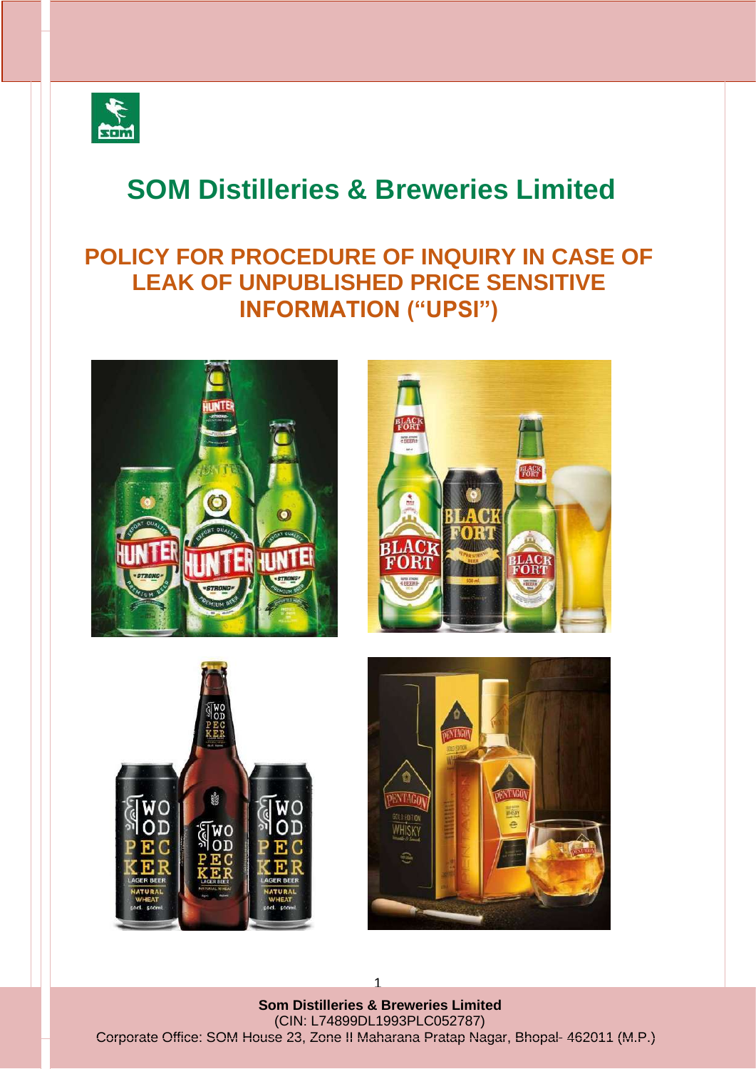# SOM Distilleries & Breweries Limited

## POLICY FOR PROCEDURE OF INQUIRY IN CASE OF LEAK OF UNPUBLISHED PRICE SENSITIVE INFORMATION ("UPSI")

**Som Distilleries & Breweries Limited**
(CIN: L74899DL1993PLC052787)
Corporate Office: SOM House 23, Zone II Maharana Pratap Nagar, Bhopal- 462011 (M.P.)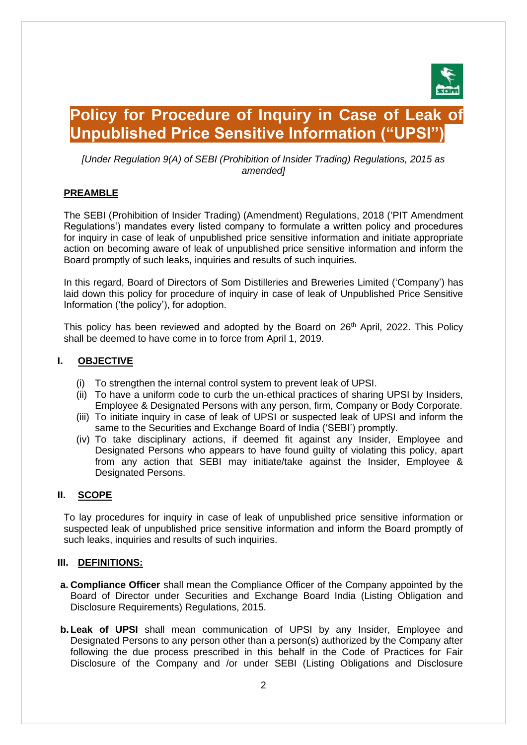# Policy for Procedure of Inquiry in Case of Leak of Unpublished Price Sensitive Information (“UPSI”)

*[Under Regulation 9(A) of SEBI (Prohibition of Insider Trading) Regulations, 2015 as amended]*

## PREAMBLE

The SEBI (Prohibition of Insider Trading) (Amendment) Regulations, 2018 (‘PIT Amendment Regulations’) mandates every listed company to formulate a written policy and procedures for inquiry in case of leak of unpublished price sensitive information and initiate appropriate action on becoming aware of leak of unpublished price sensitive information and inform the Board promptly of such leaks, inquiries and results of such inquiries.

In this regard, Board of Directors of Som Distilleries and Breweries Limited (‘Company’) has laid down this policy for procedure of inquiry in case of leak of Unpublished Price Sensitive Information (‘the policy’), for adoption.

This policy has been reviewed and adopted by the Board on 26th April, 2022. This Policy shall be deemed to have come in to force from April 1, 2019.

## I. OBJECTIVE

(i) To strengthen the internal control system to prevent leak of UPSI.
(ii) To have a uniform code to curb the un-ethical practices of sharing UPSI by Insiders, Employee & Designated Persons with any person, firm, Company or Body Corporate.
(iii) To initiate inquiry in case of leak of UPSI or suspected leak of UPSI and inform the same to the Securities and Exchange Board of India (‘SEBI’) promptly.
(iv) To take disciplinary actions, if deemed fit against any Insider, Employee and Designated Persons who appears to have found guilty of violating this policy, apart from any action that SEBI may initiate/take against the Insider, Employee & Designated Persons.

## II. SCOPE

To lay procedures for inquiry in case of leak of unpublished price sensitive information or suspected leak of unpublished price sensitive information and inform the Board promptly of such leaks, inquiries and results of such inquiries.

## III. DEFINITIONS:

a. **Compliance Officer** shall mean the Compliance Officer of the Company appointed by the Board of Director under Securities and Exchange Board India (Listing Obligation and Disclosure Requirements) Regulations, 2015.

b. **Leak of UPSI** shall mean communication of UPSI by any Insider, Employee and Designated Persons to any person other than a person(s) authorized by the Company after following the due process prescribed in this behalf in the Code of Practices for Fair Disclosure of the Company and /or under SEBI (Listing Obligations and Disclosure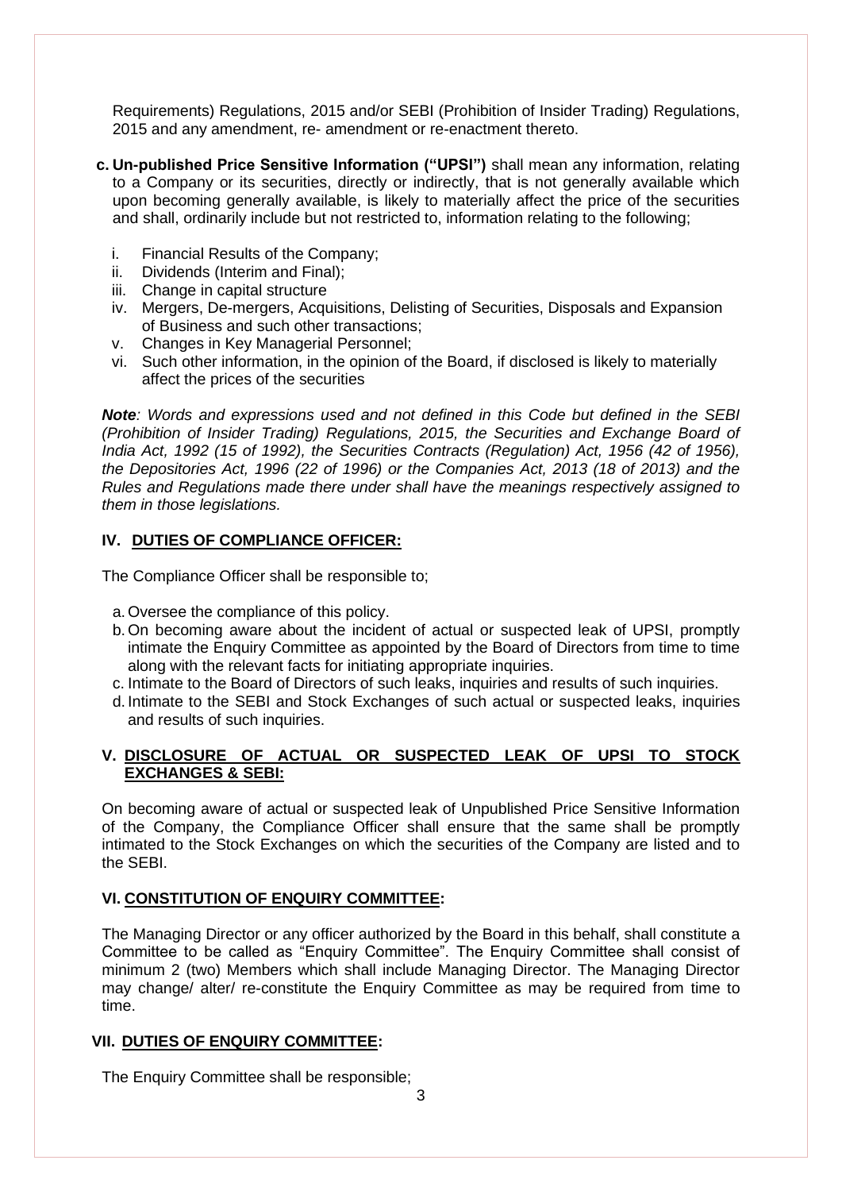Requirements) Regulations, 2015 and/or SEBI (Prohibition of Insider Trading) Regulations, 2015 and any amendment, re- amendment or re-enactment thereto.

c. **Un-published Price Sensitive Information ("UPSI")** shall mean any information, relating to a Company or its securities, directly or indirectly, that is not generally available which upon becoming generally available, is likely to materially affect the price of the securities and shall, ordinarily include but not restricted to, information relating to the following;

   i. Financial Results of the Company;
   ii. Dividends (Interim and Final);
   iii. Change in capital structure
   iv. Mergers, De-mergers, Acquisitions, Delisting of Securities, Disposals and Expansion of Business and such other transactions;
   v. Changes in Key Managerial Personnel;
   vi. Such other information, in the opinion of the Board, if disclosed is likely to materially affect the prices of the securities

***Note**: Words and expressions used and not defined in this Code but defined in the SEBI (Prohibition of Insider Trading) Regulations, 2015, the Securities and Exchange Board of India Act, 1992 (15 of 1992), the Securities Contracts (Regulation) Act, 1956 (42 of 1956), the Depositories Act, 1996 (22 of 1996) or the Companies Act, 2013 (18 of 2013) and the Rules and Regulations made there under shall have the meanings respectively assigned to them in those legislations.*

## IV. DUTIES OF COMPLIANCE OFFICER:

The Compliance Officer shall be responsible to;

a. Oversee the compliance of this policy.
b. On becoming aware about the incident of actual or suspected leak of UPSI, promptly intimate the Enquiry Committee as appointed by the Board of Directors from time to time along with the relevant facts for initiating appropriate inquiries.
c. Intimate to the Board of Directors of such leaks, inquiries and results of such inquiries.
d. Intimate to the SEBI and Stock Exchanges of such actual or suspected leaks, inquiries and results of such inquiries.

## V. DISCLOSURE OF ACTUAL OR SUSPECTED LEAK OF UPSI TO STOCK EXCHANGES & SEBI:

On becoming aware of actual or suspected leak of Unpublished Price Sensitive Information of the Company, the Compliance Officer shall ensure that the same shall be promptly intimated to the Stock Exchanges on which the securities of the Company are listed and to the SEBI.

## VI. CONSTITUTION OF ENQUIRY COMMITTEE:

The Managing Director or any officer authorized by the Board in this behalf, shall constitute a Committee to be called as "Enquiry Committee". The Enquiry Committee shall consist of minimum 2 (two) Members which shall include Managing Director. The Managing Director may change/ alter/ re-constitute the Enquiry Committee as may be required from time to time.

## VII. DUTIES OF ENQUIRY COMMITTEE:

The Enquiry Committee shall be responsible;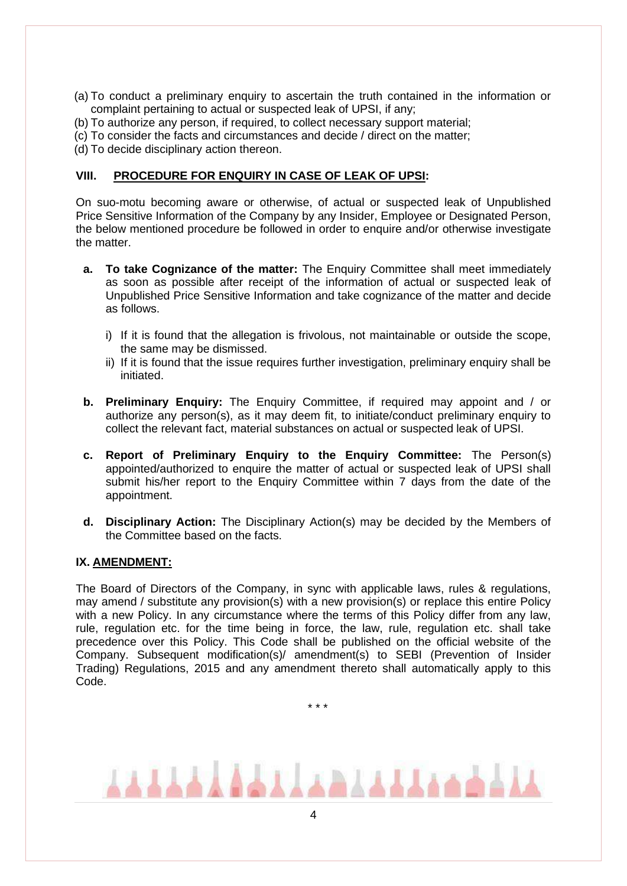(a) To conduct a preliminary enquiry to ascertain the truth contained in the information or complaint pertaining to actual or suspected leak of UPSI, if any;
(b) To authorize any person, if required, to collect necessary support material;
(c) To consider the facts and circumstances and decide / direct on the matter;
(d) To decide disciplinary action thereon.

## VIII. PROCEDURE FOR ENQUIRY IN CASE OF LEAK OF UPSI:

On suo-motu becoming aware or otherwise, of actual or suspected leak of Unpublished Price Sensitive Information of the Company by any Insider, Employee or Designated Person, the below mentioned procedure be followed in order to enquire and/or otherwise investigate the matter.

**a. To take Cognizance of the matter:** The Enquiry Committee shall meet immediately as soon as possible after receipt of the information of actual or suspected leak of Unpublished Price Sensitive Information and take cognizance of the matter and decide as follows.

i) If it is found that the allegation is frivolous, not maintainable or outside the scope, the same may be dismissed.
ii) If it is found that the issue requires further investigation, preliminary enquiry shall be initiated.

**b. Preliminary Enquiry:** The Enquiry Committee, if required may appoint and / or authorize any person(s), as it may deem fit, to initiate/conduct preliminary enquiry to collect the relevant fact, material substances on actual or suspected leak of UPSI.

**c. Report of Preliminary Enquiry to the Enquiry Committee:** The Person(s) appointed/authorized to enquire the matter of actual or suspected leak of UPSI shall submit his/her report to the Enquiry Committee within 7 days from the date of the appointment.

**d. Disciplinary Action:** The Disciplinary Action(s) may be decided by the Members of the Committee based on the facts.

## IX. AMENDMENT:

The Board of Directors of the Company, in sync with applicable laws, rules & regulations, may amend / substitute any provision(s) with a new provision(s) or replace this entire Policy with a new Policy. In any circumstance where the terms of this Policy differ from any law, rule, regulation etc. for the time being in force, the law, rule, regulation etc. shall take precedence over this Policy. This Code shall be published on the official website of the Company. Subsequent modification(s)/ amendment(s) to SEBI (Prevention of Insider Trading) Regulations, 2015 and any amendment thereto shall automatically apply to this Code.

* * *